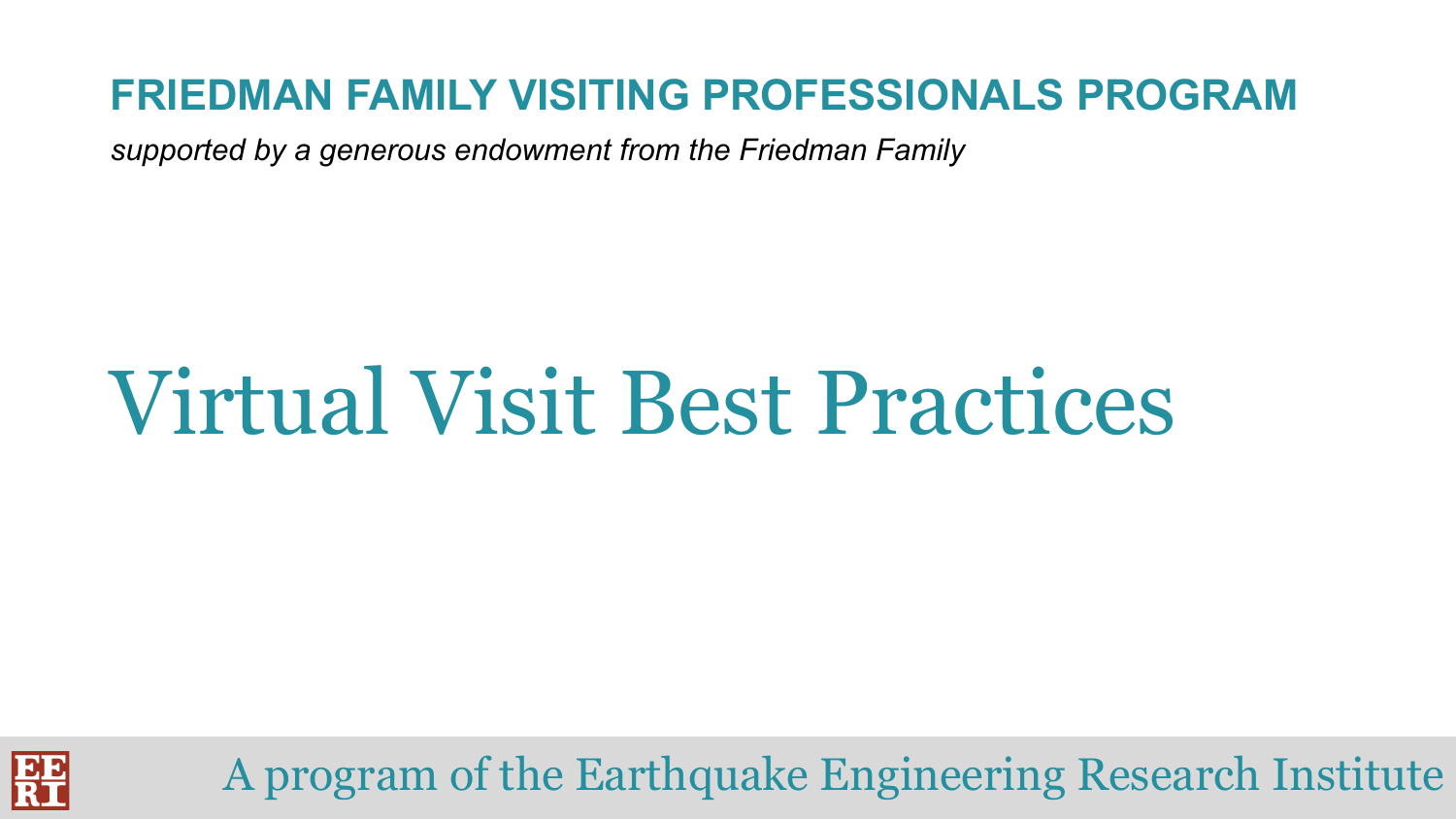**FRIEDMAN FAMILY VISITING PROFESSIONALS PROGRAM**

*supported by a generous endowment from the Friedman Family*

# Virtual Visit Best Practices

A program of the Earthquake Engineering Research Institute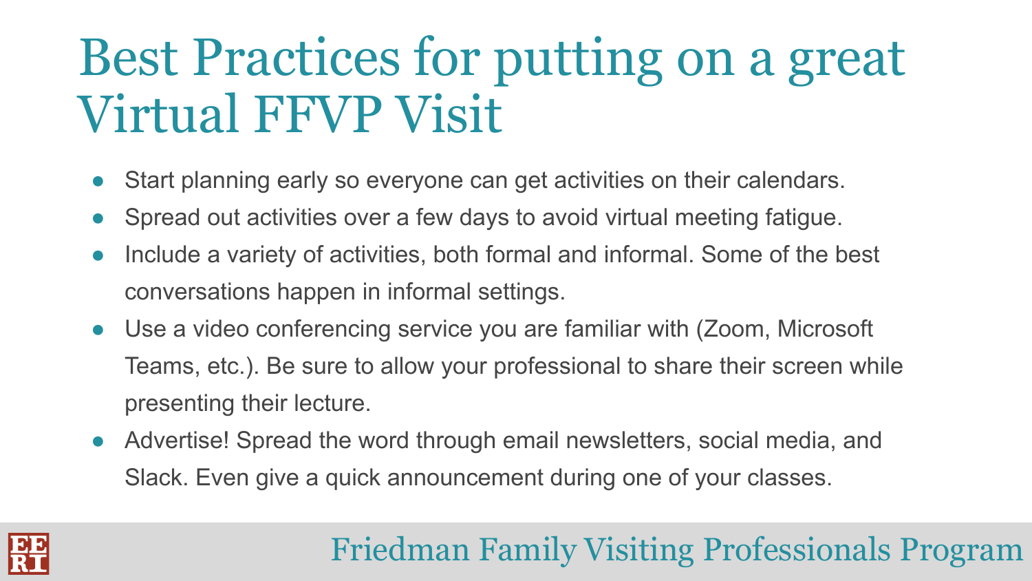# Best Practices for putting on a great Virtual FFVP Visit

- Start planning early so everyone can get activities on their calendars.
- Spread out activities over a few days to avoid virtual meeting fatigue.
- Include a variety of activities, both formal and informal. Some of the best conversations happen in informal settings.
- Use a video conferencing service you are familiar with (Zoom, Microsoft Teams, etc.). Be sure to allow your professional to share their screen while presenting their lecture.
- Advertise! Spread the word through email newsletters, social media, and Slack. Even give a quick announcement during one of your classes.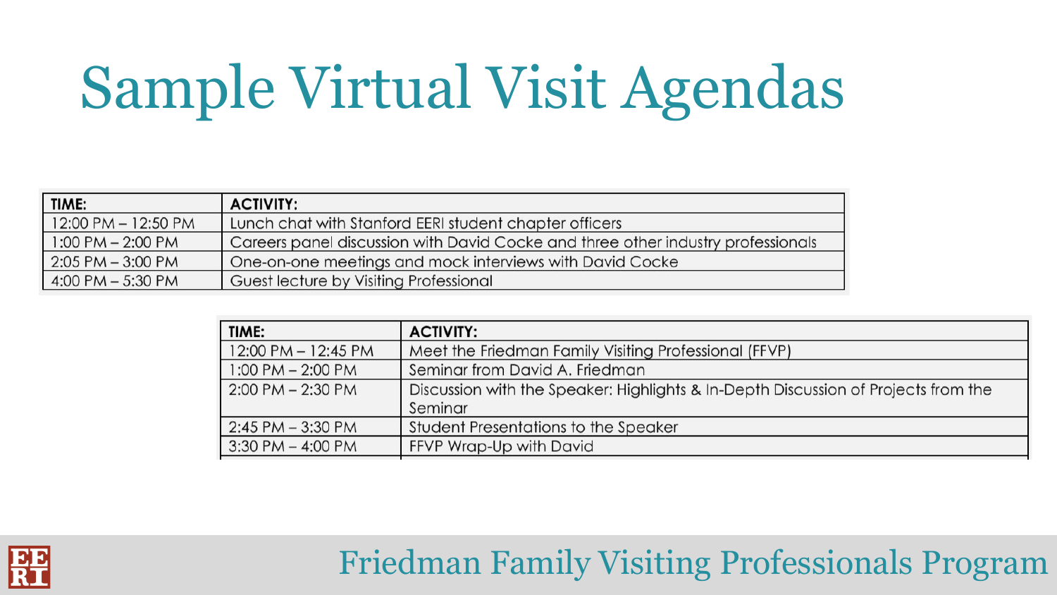# Sample Virtual Visit Agendas

| TIME: | ACTIVITY: |
| --- | --- |
| 12:00 PM – 12:50 PM | Lunch chat with Stanford EERI student chapter officers |
| 1:00 PM – 2:00 PM | Careers panel discussion with David Cocke and three other industry professionals |
| 2:05 PM – 3:00 PM | One-on-one meetings and mock interviews with David Cocke |
| 4:00 PM – 5:30 PM | Guest lecture by Visiting Professional |

| TIME: | ACTIVITY: |
| --- | --- |
| 12:00 PM – 12:45 PM | Meet the Friedman Family Visiting Professional (FFVP) |
| 1:00 PM – 2:00 PM | Seminar from David A. Friedman |
| 2:00 PM – 2:30 PM | Discussion with the Speaker: Highlights & In-Depth Discussion of Projects from the Seminar |
| 2:45 PM – 3:30 PM | Student Presentations to the Speaker |
| 3:30 PM – 4:00 PM | FFVP Wrap-Up with David |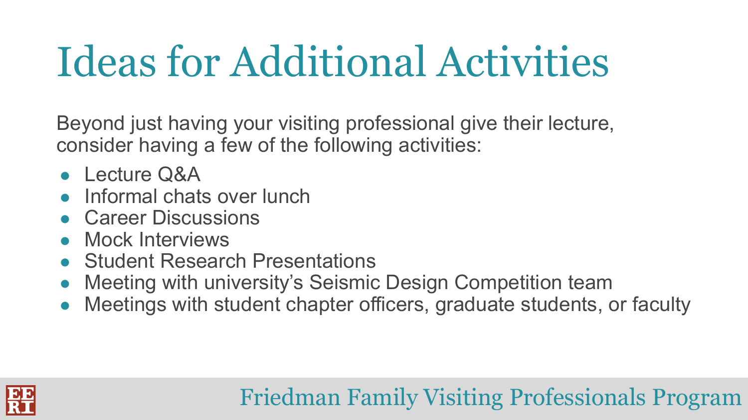# Ideas for Additional Activities

Beyond just having your visiting professional give their lecture, consider having a few of the following activities:

- Lecture Q&A
- Informal chats over lunch
- Career Discussions
- Mock Interviews
- Student Research Presentations
- Meeting with university's Seismic Design Competition team
- Meetings with student chapter officers, graduate students, or faculty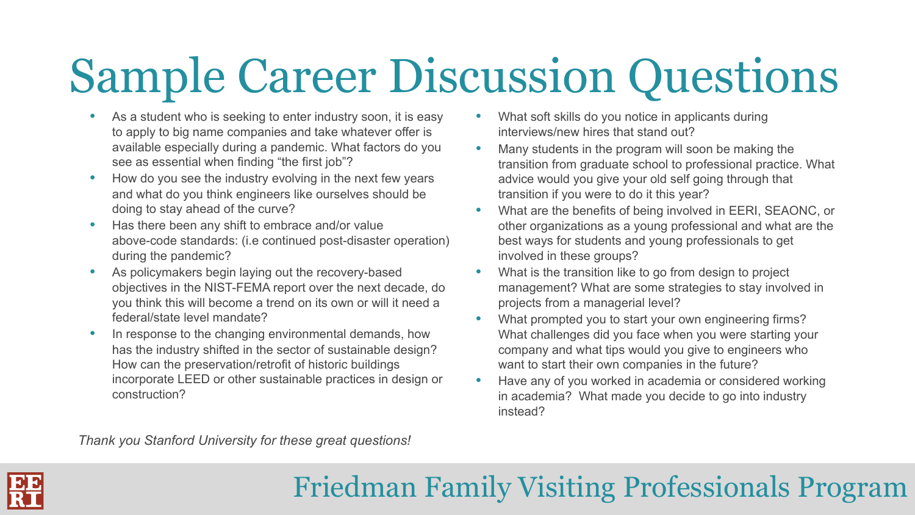# Sample Career Discussion Questions

- As a student who is seeking to enter industry soon, it is easy to apply to big name companies and take whatever offer is available especially during a pandemic. What factors do you see as essential when finding "the first job"?
- How do you see the industry evolving in the next few years and what do you think engineers like ourselves should be doing to stay ahead of the curve?
- Has there been any shift to embrace and/or value above-code standards: (i.e continued post-disaster operation) during the pandemic?
- As policymakers begin laying out the recovery-based objectives in the NIST-FEMA report over the next decade, do you think this will become a trend on its own or will it need a federal/state level mandate?
- In response to the changing environmental demands, how has the industry shifted in the sector of sustainable design? How can the preservation/retrofit of historic buildings incorporate LEED or other sustainable practices in design or construction?
- What soft skills do you notice in applicants during interviews/new hires that stand out?
- Many students in the program will soon be making the transition from graduate school to professional practice. What advice would you give your old self going through that transition if you were to do it this year?
- What are the benefits of being involved in EERI, SEAONC, or other organizations as a young professional and what are the best ways for students and young professionals to get involved in these groups?
- What is the transition like to go from design to project management? What are some strategies to stay involved in projects from a managerial level?
- What prompted you to start your own engineering firms? What challenges did you face when you were starting your company and what tips would you give to engineers who want to start their own companies in the future?
- Have any of you worked in academia or considered working in academia? What made you decide to go into industry instead?

*Thank you Stanford University for these great questions!*

Friedman Family Visiting Professionals Program